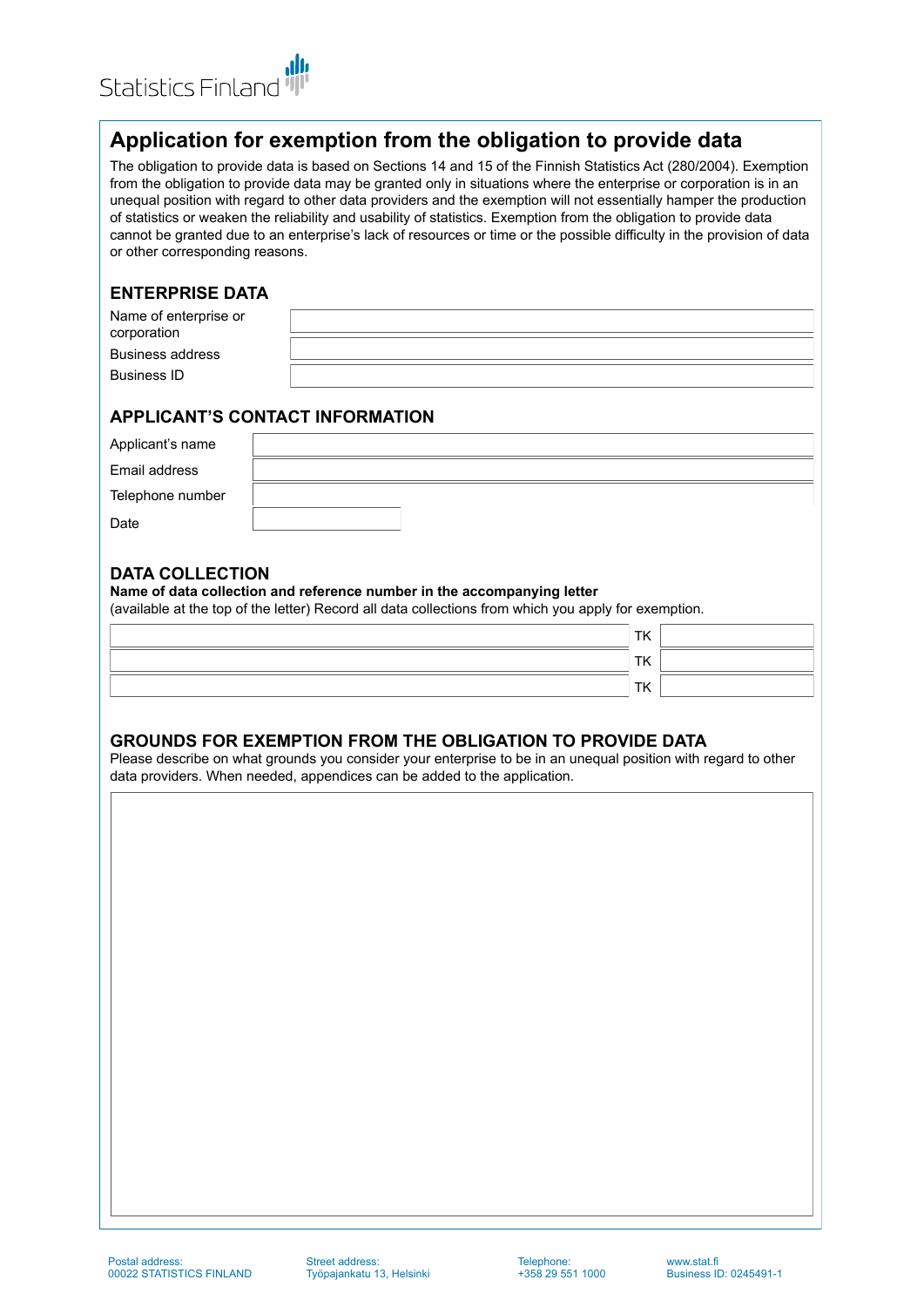Statistics Finland

# Application for exemption from the obligation to provide data

The obligation to provide data is based on Sections 14 and 15 of the Finnish Statistics Act (280/2004). Exemption from the obligation to provide data may be granted only in situations where the enterprise or corporation is in an unequal position with regard to other data providers and the exemption will not essentially hamper the production of statistics or weaken the reliability and usability of statistics. Exemption from the obligation to provide data cannot be granted due to an enterprise's lack of resources or time or the possible difficulty in the provision of data or other corresponding reasons.

## ENTERPRISE DATA

| | |
|---|---|
| Name of enterprise or corporation | |
| Business address | |
| Business ID | |

## APPLICANT'S CONTACT INFORMATION

| | |
|---|---|
| Applicant's name | |
| Email address | |
| Telephone number | |
| Date | |

## DATA COLLECTION

**Name of data collection and reference number in the accompanying letter**
(available at the top of the letter) Record all data collections from which you apply for exemption.

| | | |
|---|---|---|
| | TK | |
| | TK | |
| | TK | |

## GROUNDS FOR EXEMPTION FROM THE OBLIGATION TO PROVIDE DATA

Please describe on what grounds you consider your enterprise to be in an unequal position with regard to other data providers. When needed, appendices can be added to the application.

Postal address:
00022 STATISTICS FINLAND

Street address:
Työpajankatu 13, Helsinki

Telephone:
+358 29 551 1000

www.stat.fi
Business ID: 0245491-1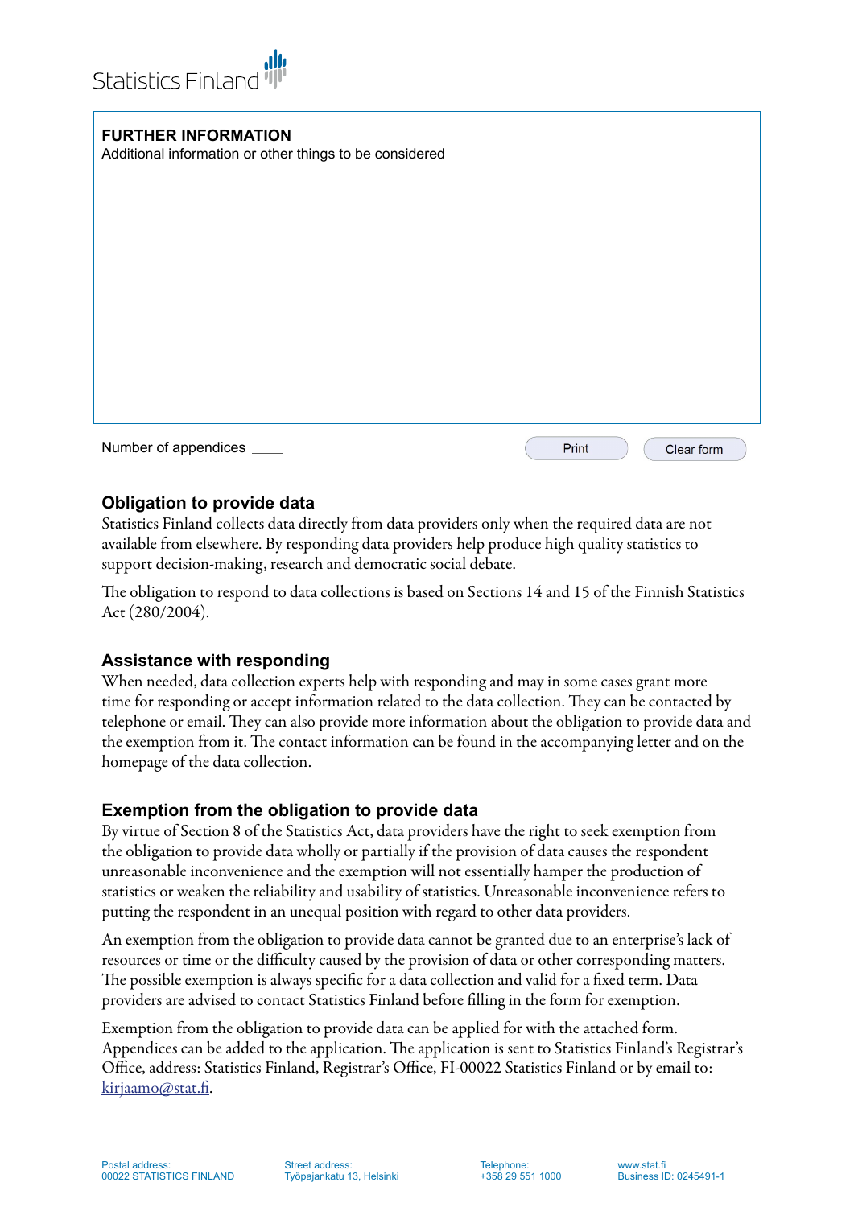Statistics Finland

**FURTHER INFORMATION**
Additional information or other things to be considered

Number of appendices ____

Print Clear form

## Obligation to provide data

Statistics Finland collects data directly from data providers only when the required data are not available from elsewhere. By responding data providers help produce high quality statistics to support decision-making, research and democratic social debate.

The obligation to respond to data collections is based on Sections 14 and 15 of the Finnish Statistics Act (280/2004).

## Assistance with responding

When needed, data collection experts help with responding and may in some cases grant more time for responding or accept information related to the data collection. They can be contacted by telephone or email. They can also provide more information about the obligation to provide data and the exemption from it. The contact information can be found in the accompanying letter and on the homepage of the data collection.

## Exemption from the obligation to provide data

By virtue of Section 8 of the Statistics Act, data providers have the right to seek exemption from the obligation to provide data wholly or partially if the provision of data causes the respondent unreasonable inconvenience and the exemption will not essentially hamper the production of statistics or weaken the reliability and usability of statistics. Unreasonable inconvenience refers to putting the respondent in an unequal position with regard to other data providers.

An exemption from the obligation to provide data cannot be granted due to an enterprise's lack of resources or time or the difficulty caused by the provision of data or other corresponding matters. The possible exemption is always specific for a data collection and valid for a fixed term. Data providers are advised to contact Statistics Finland before filling in the form for exemption.

Exemption from the obligation to provide data can be applied for with the attached form. Appendices can be added to the application. The application is sent to Statistics Finland's Registrar's Office, address: Statistics Finland, Registrar's Office, FI-00022 Statistics Finland or by email to: kirjaamo@stat.fi.

Postal address:
00022 STATISTICS FINLAND

Street address:
Työpajankatu 13, Helsinki

Telephone:
+358 29 551 1000

www.stat.fi
Business ID: 0245491-1